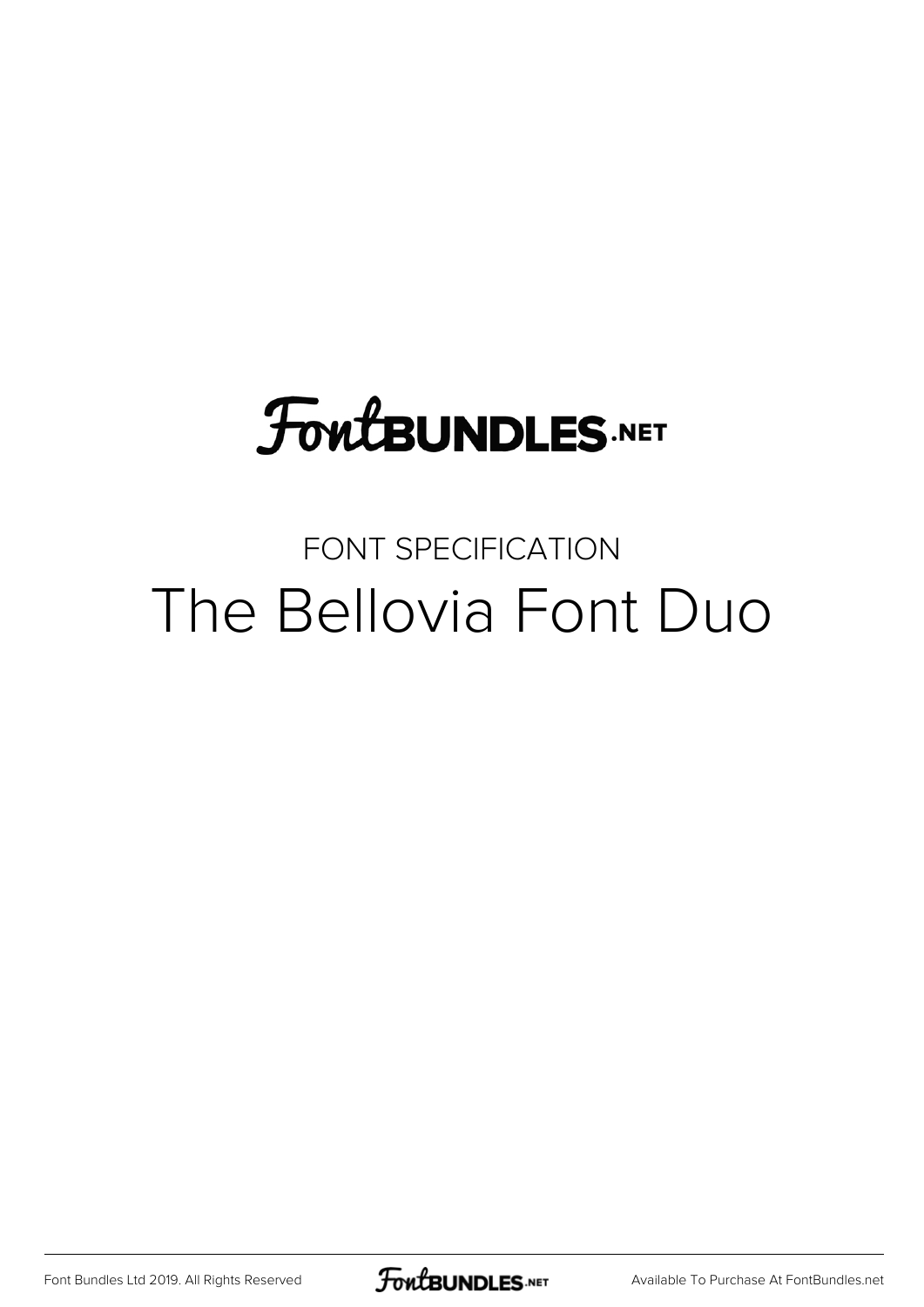FontBUNDLES.NET

FONT SPECIFICATION

# The Bellovia Font Duo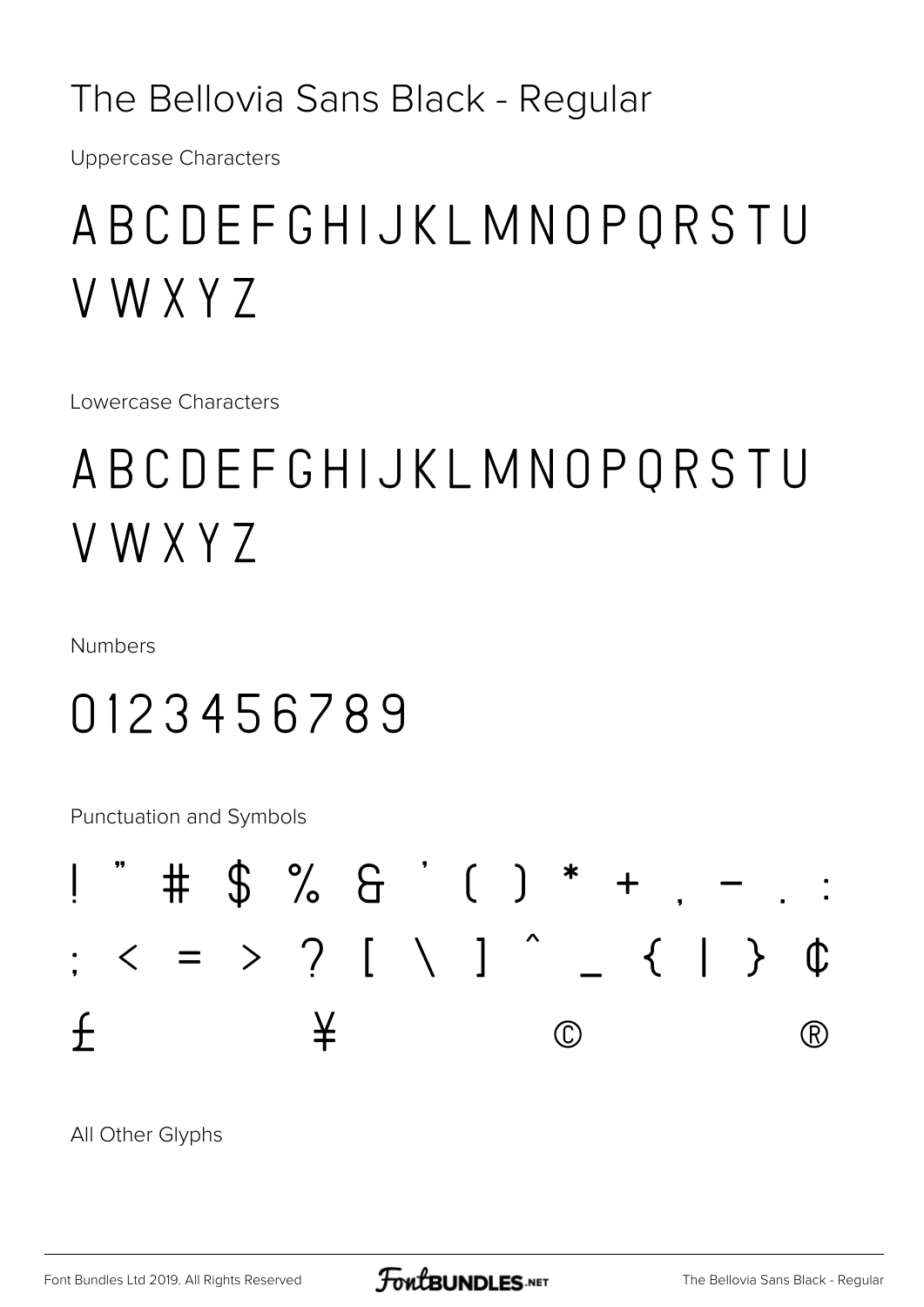# The Bellovia Sans Black - Regular

Uppercase Characters

A B C D E F G H I J K L M N O P Q R S T U
V W X Y Z

Lowercase Characters

A B C D E F G H I J K L M N O P Q R S T U
V W X Y Z

Numbers

0 1 2 3 4 5 6 7 8 9

Punctuation and Symbols

! " # $ % & ' ( ) * + , - . :
; < = > ? [ \ ] ^ _ { | } ¢
£ ¥ © ®

All Other Glyphs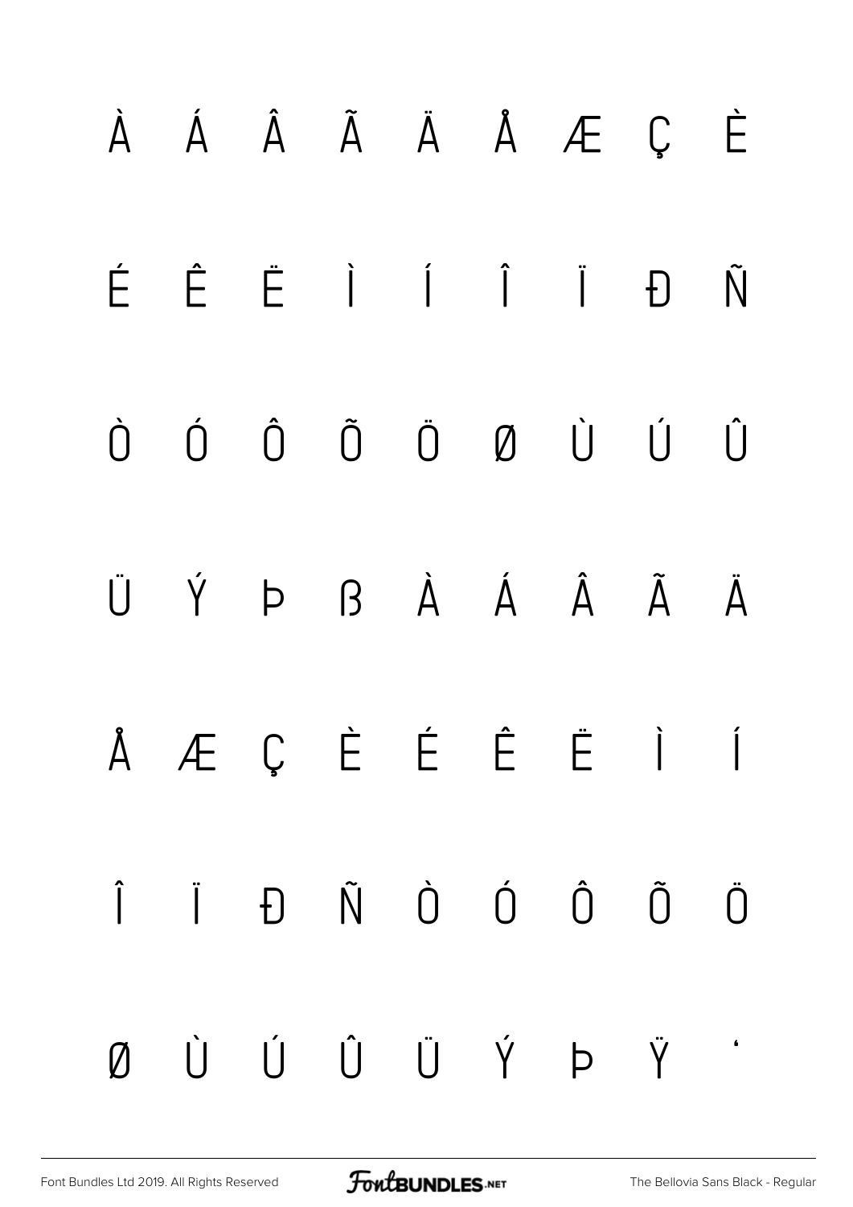À Á Â Ã Ä Å Æ Ç È

É Ê Ë Ì Í Î Ï Đ Ñ

Ò Ó Ô Õ Ö Ø Ù Ú Û

Ü Ý Þ ß À Á Â Ã Ä

Å Æ Ç È É Ê Ë Ì Í

Î Ï Đ Ñ Ò Ó Ô Õ Ö

Ø Ù Ú Û Ü Ý Þ Ÿ ‘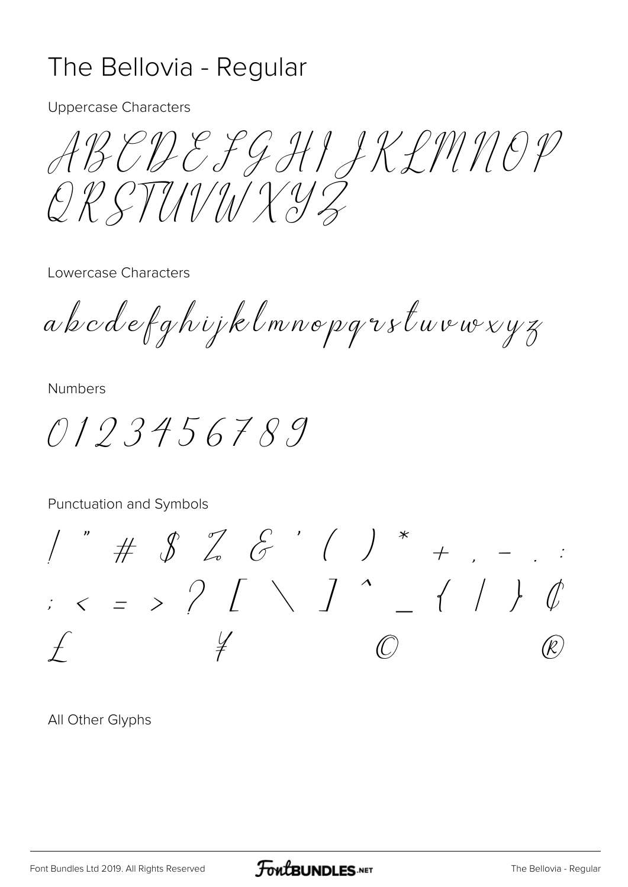# The Bellovia - Regular

Uppercase Characters

ABCDEFGHIJKLMNOP
QRSTUVWXYZ

Lowercase Characters

abcdefghijklmnopqrstuvwxyz

Numbers

0123456789

Punctuation and Symbols

! " # $ % & ' ( ) * + , - . :
; < = > ? [ \ ] ^ _ { | } ¢
£ ¥ © ®

All Other Glyphs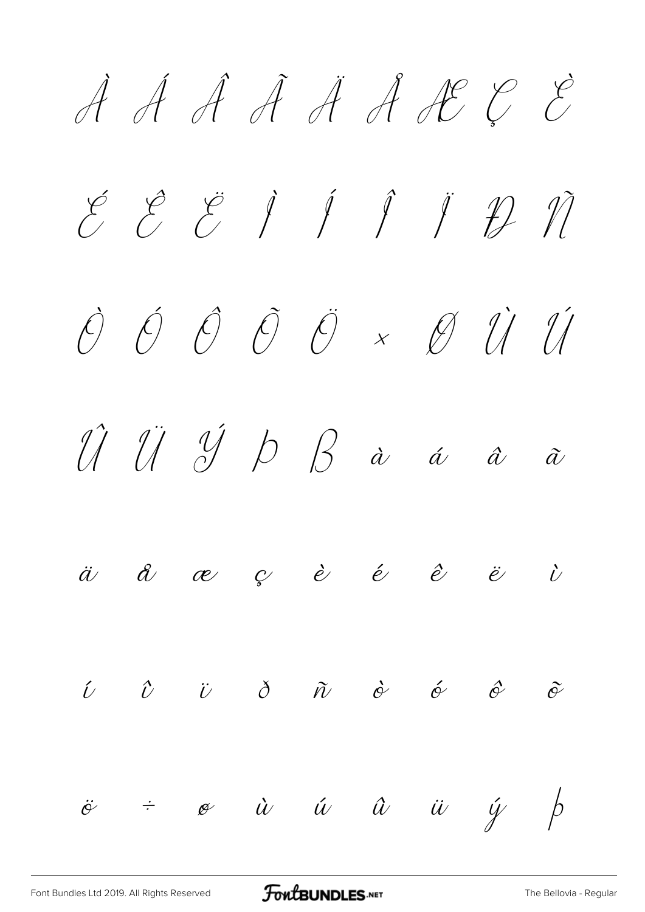À Á Â Ã Ä Å Æ Ç È

É Ê Ë Ì Í Î Ï Ð Ñ

Ò Ó Ô Õ Ö × Ø Ù Ú

Û Ü Ý Þ ß à á â ã

ä å æ ç è é ê ë ì

í î ï ð ñ ò ó ô õ

ö ÷ ø ù ú û ü ý þ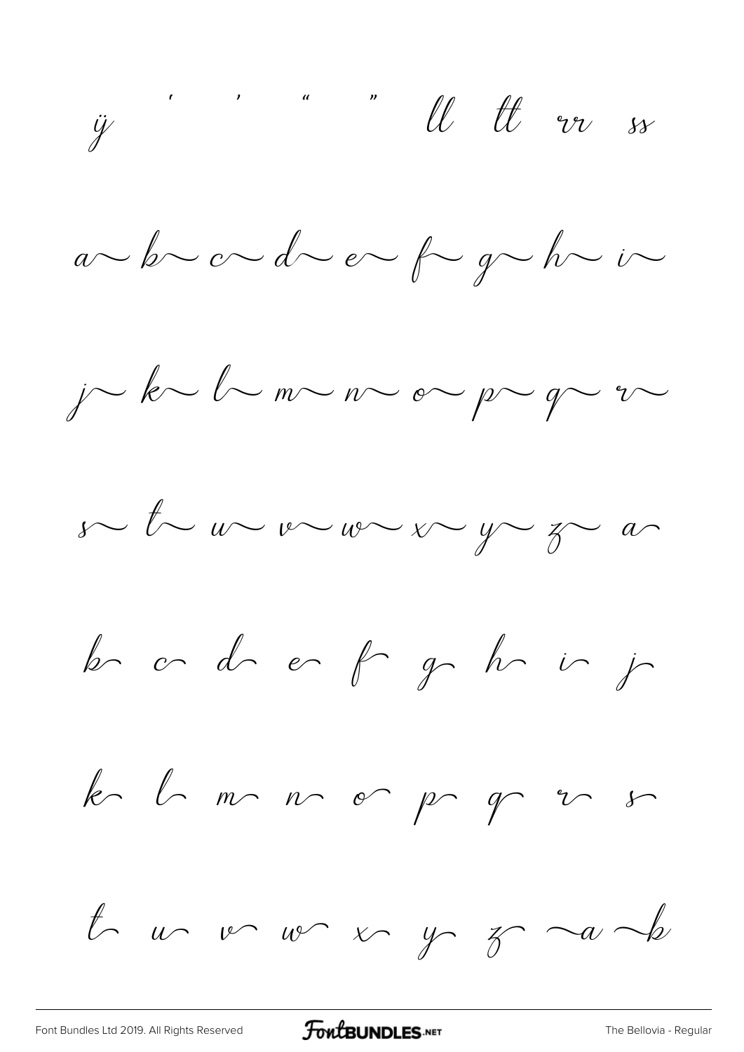ÿ ' ' " " ll tt rr ss

a~ b~ c~ d~ e~ f~ g~ h~ i~

j~ k~ l~ m~ n~ o~ p~ q~ r~

s~ t~ u~ v~ w~ x~ y~ z~ a

b c d e f g h i j

k l m n o p q r s

t u v w x y z ~a ~b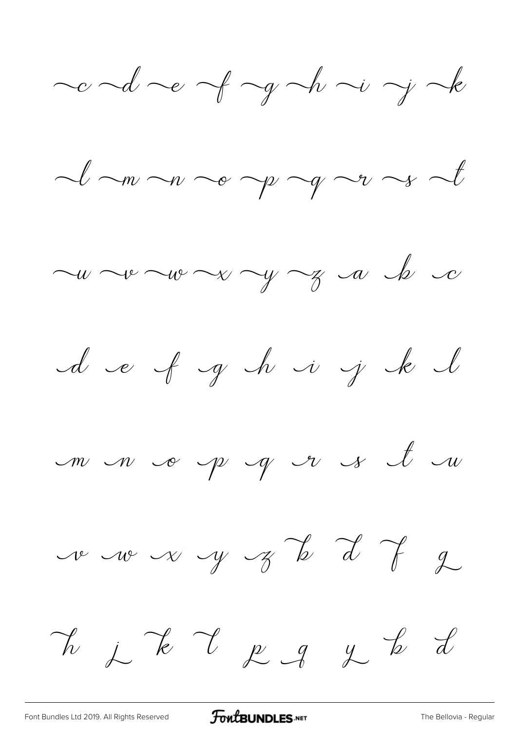c d e f g h i j k

l m n o p q r s t

u v w x y z a b c

d e f g h i j k l

m n o p q r s t u

v w x y z b d f g

h j k l p q y b d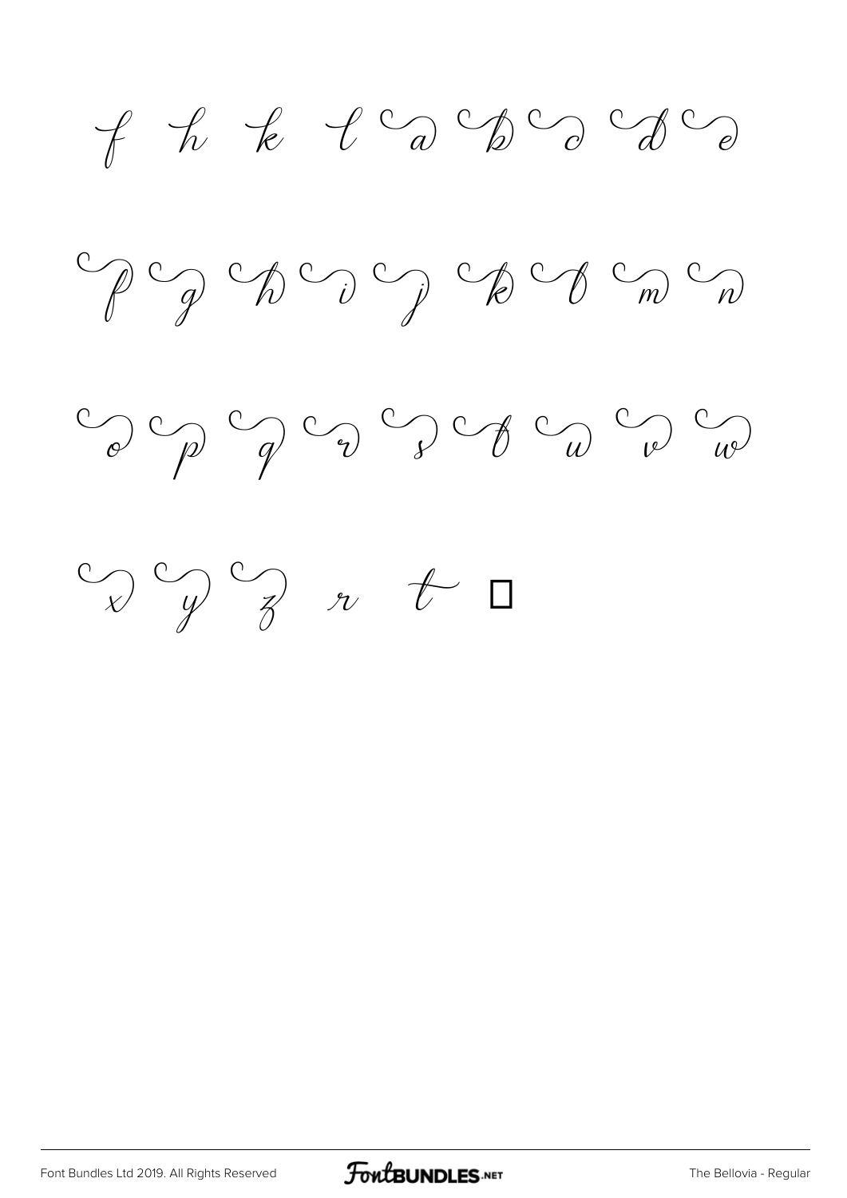f h k l a b c d e

f g h i j k l m n

o p q r s t u v w

x y z r t □